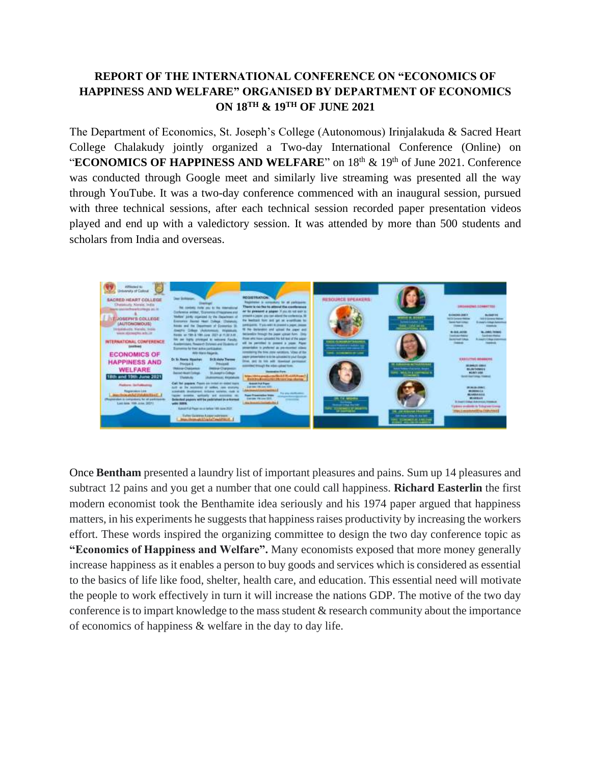**REPORT OF THE INTERNATIONAL CONFERENCE ON "ECONOMICS OF HAPPINESS AND WELFARE" ORGANISED BY DEPARTMENT OF ECONOMICS ON 18$^{TH}$ & 19$^{TH}$ OF JUNE 2021**

The Department of Economics, St. Joseph's College (Autonomous) Irinjalakuda & Sacred Heart College Chalakudy jointly organized a Two-day International Conference (Online) on "**ECONOMICS OF HAPPINESS AND WELFARE**" on 18$^{th}$ & 19$^{th}$ of June 2021. Conference was conducted through Google meet and similarly live streaming was presented all the way through YouTube. It was a two-day conference commenced with an inaugural session, pursued with three technical sessions, after each technical session recorded paper presentation videos played and end up with a valedictory session. It was attended by more than 500 students and scholars from India and overseas.

Once **Bentham** presented a laundry list of important pleasures and pains. Sum up 14 pleasures and subtract 12 pains and you get a number that one could call happiness. **Richard Easterlin** the first modern economist took the Benthamite idea seriously and his 1974 paper argued that happiness matters, in his experiments he suggests that happiness raises productivity by increasing the workers effort. These words inspired the organizing committee to design the two day conference topic as **"Economics of Happiness and Welfare".** Many economists exposed that more money generally increase happiness as it enables a person to buy goods and services which is considered as essential to the basics of life like food, shelter, health care, and education. This essential need will motivate the people to work effectively in turn it will increase the nations GDP. The motive of the two day conference is to impart knowledge to the mass student & research community about the importance of economics of happiness & welfare in the day to day life.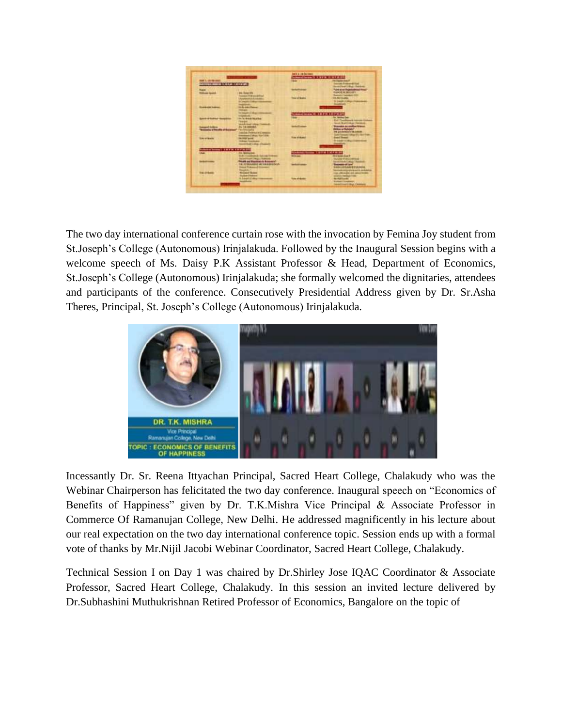The two day international conference curtain rose with the invocation by Femina Joy student from St.Joseph's College (Autonomous) Irinjalakuda. Followed by the Inaugural Session begins with a welcome speech of Ms. Daisy P.K Assistant Professor & Head, Department of Economics, St.Joseph's College (Autonomous) Irinjalakuda; she formally welcomed the dignitaries, attendees and participants of the conference. Consecutively Presidential Address given by Dr. Sr.Asha Theres, Principal, St. Joseph's College (Autonomous) Irinjalakuda.

Incessantly Dr. Sr. Reena Ittyachan Principal, Sacred Heart College, Chalakudy who was the Webinar Chairperson has felicitated the two day conference. Inaugural speech on "Economics of Benefits of Happiness" given by Dr. T.K.Mishra Vice Principal & Associate Professor in Commerce Of Ramanujan College, New Delhi. He addressed magnificently in his lecture about our real expectation on the two day international conference topic. Session ends up with a formal vote of thanks by Mr.Nijil Jacobi Webinar Coordinator, Sacred Heart College, Chalakudy.

Technical Session I on Day 1 was chaired by Dr.Shirley Jose IQAC Coordinator & Associate Professor, Sacred Heart College, Chalakudy. In this session an invited lecture delivered by Dr.Subhashini Muthukrishnan Retired Professor of Economics, Bangalore on the topic of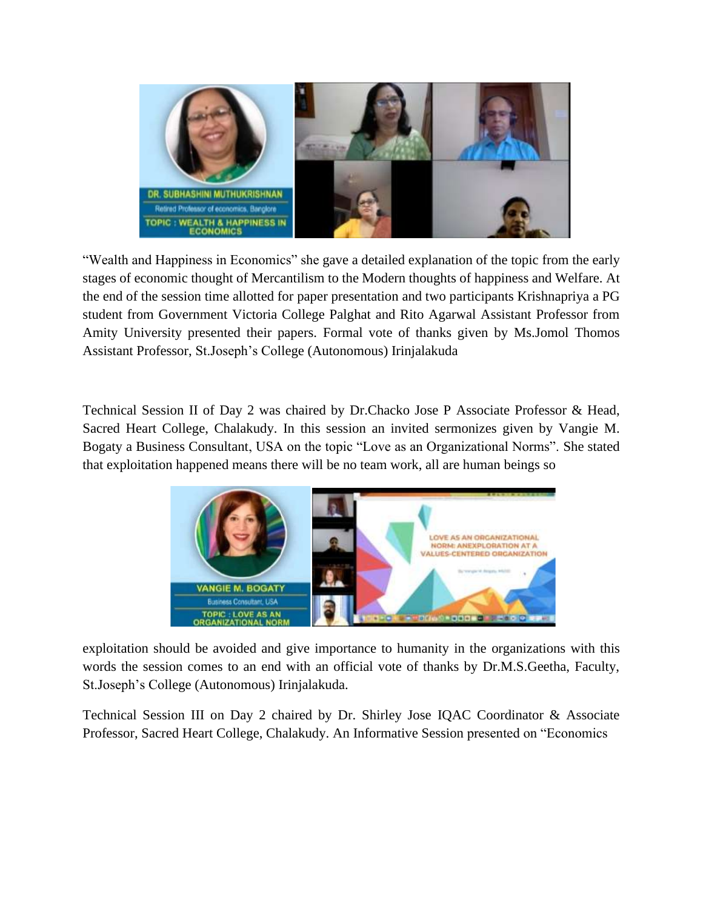"Wealth and Happiness in Economics" she gave a detailed explanation of the topic from the early stages of economic thought of Mercantilism to the Modern thoughts of happiness and Welfare. At the end of the session time allotted for paper presentation and two participants Krishnapriya a PG student from Government Victoria College Palghat and Rito Agarwal Assistant Professor from Amity University presented their papers. Formal vote of thanks given by Ms.Jomol Thomos Assistant Professor, St.Joseph's College (Autonomous) Irinjalakuda

Technical Session II of Day 2 was chaired by Dr.Chacko Jose P Associate Professor & Head, Sacred Heart College, Chalakudy. In this session an invited sermonizes given by Vangie M. Bogaty a Business Consultant, USA on the topic "Love as an Organizational Norms". She stated that exploitation happened means there will be no team work, all are human beings so exploitation should be avoided and give importance to humanity in the organizations with this words the session comes to an end with an official vote of thanks by Dr.M.S.Geetha, Faculty, St.Joseph's College (Autonomous) Irinjalakuda.

Technical Session III on Day 2 chaired by Dr. Shirley Jose IQAC Coordinator & Associate Professor, Sacred Heart College, Chalakudy. An Informative Session presented on "Economics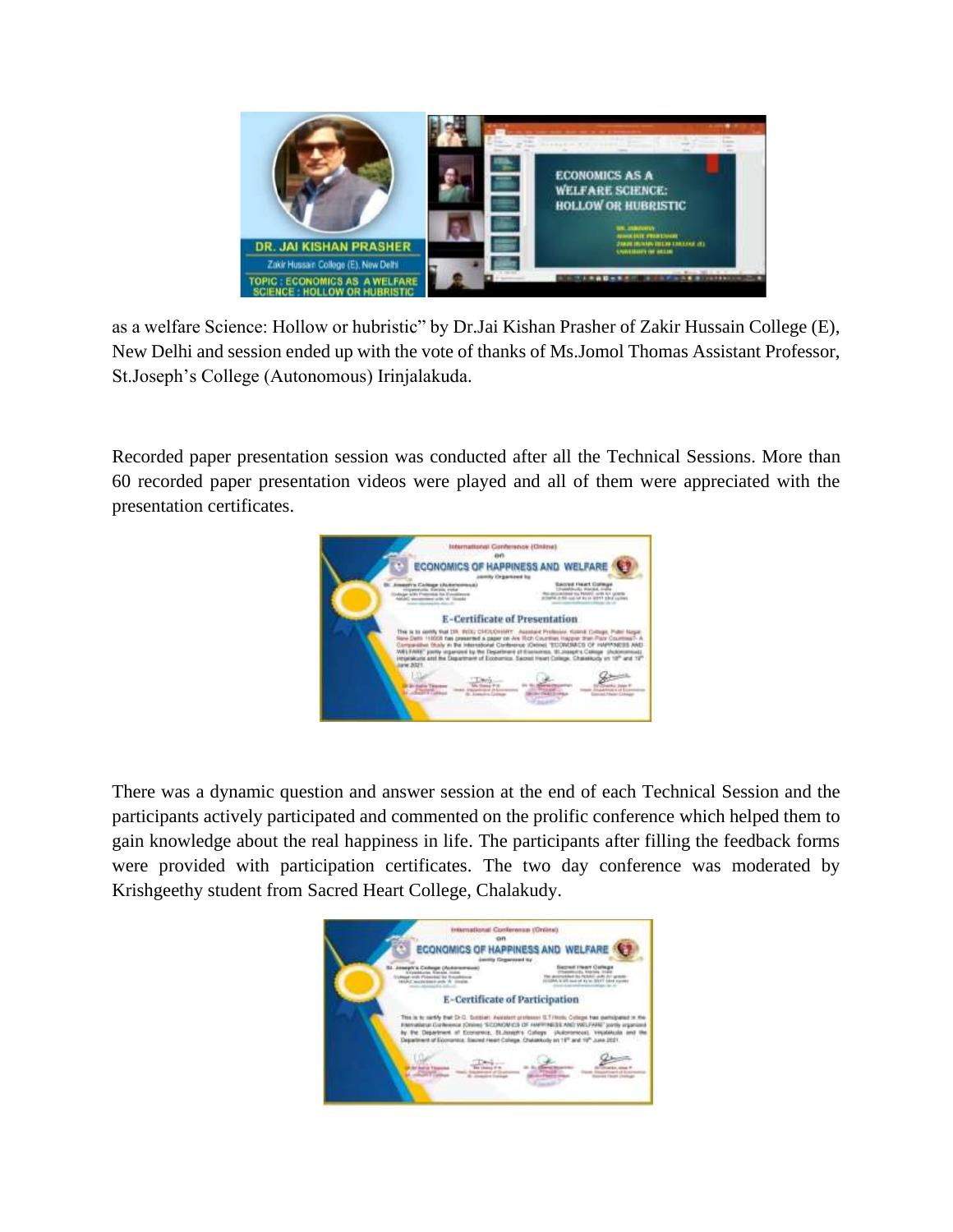as a welfare Science: Hollow or hubristic" by Dr.Jai Kishan Prasher of Zakir Hussain College (E), New Delhi and session ended up with the vote of thanks of Ms.Jomol Thomas Assistant Professor, St.Joseph's College (Autonomous) Irinjalakuda.

Recorded paper presentation session was conducted after all the Technical Sessions. More than 60 recorded paper presentation videos were played and all of them were appreciated with the presentation certificates.

There was a dynamic question and answer session at the end of each Technical Session and the participants actively participated and commented on the prolific conference which helped them to gain knowledge about the real happiness in life. The participants after filling the feedback forms were provided with participation certificates. The two day conference was moderated by Krishgeethy student from Sacred Heart College, Chalakudy.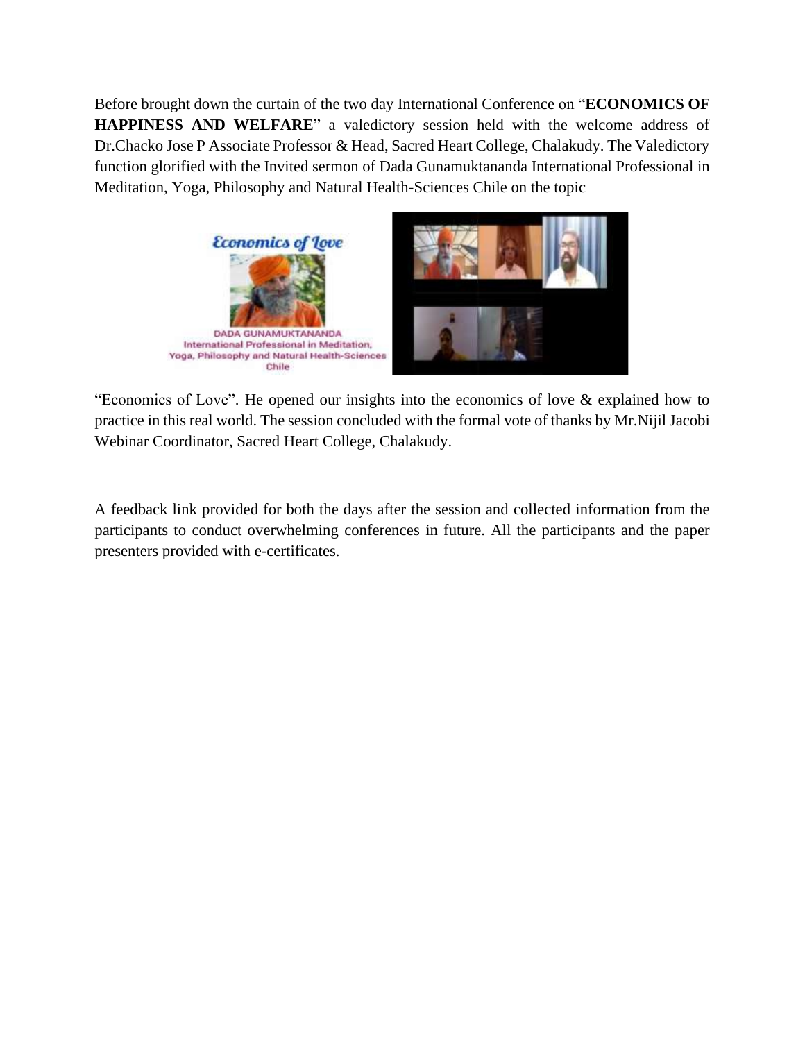Before brought down the curtain of the two day International Conference on "**ECONOMICS OF HAPPINESS AND WELFARE**" a valedictory session held with the welcome address of Dr.Chacko Jose P Associate Professor & Head, Sacred Heart College, Chalakudy. The Valedictory function glorified with the Invited sermon of Dada Gunamuktananda International Professional in Meditation, Yoga, Philosophy and Natural Health-Sciences Chile on the topic

"Economics of Love". He opened our insights into the economics of love & explained how to practice in this real world. The session concluded with the formal vote of thanks by Mr.Nijil Jacobi Webinar Coordinator, Sacred Heart College, Chalakudy.

A feedback link provided for both the days after the session and collected information from the participants to conduct overwhelming conferences in future. All the participants and the paper presenters provided with e-certificates.